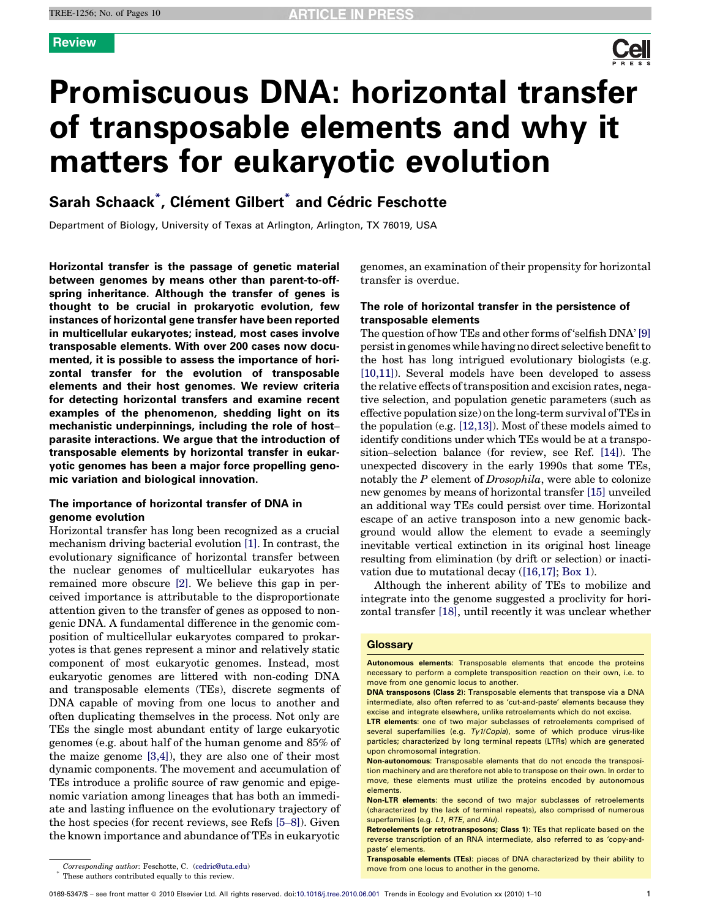Review

# Promiscuous DNA: horizontal transfer of transposable elements and why it matters for eukaryotic evolution

**Sarah Schaack*, Clément Gilbert* and Cédric Feschotte**

Department of Biology, University of Texas at Arlington, Arlington, TX 76019, USA

**Horizontal transfer is the passage of genetic material between genomes by means other than parent-to-offspring inheritance. Although the transfer of genes is thought to be crucial in prokaryotic evolution, few instances of horizontal gene transfer have been reported in multicellular eukaryotes; instead, most cases involve transposable elements. With over 200 cases now documented, it is possible to assess the importance of horizontal transfer for the evolution of transposable elements and their host genomes. We review criteria for detecting horizontal transfers and examine recent examples of the phenomenon, shedding light on its mechanistic underpinnings, including the role of host–parasite interactions. We argue that the introduction of transposable elements by horizontal transfer in eukaryotic genomes has been a major force propelling genomic variation and biological innovation.**

## The importance of horizontal transfer of DNA in genome evolution

Horizontal transfer has long been recognized as a crucial mechanism driving bacterial evolution [1]. In contrast, the evolutionary significance of horizontal transfer between the nuclear genomes of multicellular eukaryotes has remained more obscure [2]. We believe this gap in perceived importance is attributable to the disproportionate attention given to the transfer of genes as opposed to non-genic DNA. A fundamental difference in the genomic composition of multicellular eukaryotes compared to prokaryotes is that genes represent a minor and relatively static component of most eukaryotic genomes. Instead, most eukaryotic genomes are littered with non-coding DNA and transposable elements (TEs), discrete segments of DNA capable of moving from one locus to another and often duplicating themselves in the process. Not only are TEs the single most abundant entity of large eukaryotic genomes (e.g. about half of the human genome and 85% of the maize genome [3,4]), they are also one of their most dynamic components. The movement and accumulation of TEs introduce a prolific source of raw genomic and epigenomic variation among lineages that has both an immediate and lasting influence on the evolutionary trajectory of the host species (for recent reviews, see Refs [5–8]). Given the known importance and abundance of TEs in eukaryotic genomes, an examination of their propensity for horizontal transfer is overdue.

## The role of horizontal transfer in the persistence of transposable elements

The question of how TEs and other forms of 'selfish DNA' [9] persist in genomes while having no direct selective benefit to the host has long intrigued evolutionary biologists (e.g. [10,11]). Several models have been developed to assess the relative effects of transposition and excision rates, negative selection, and population genetic parameters (such as effective population size) on the long-term survival of TEs in the population (e.g. [12,13]). Most of these models aimed to identify conditions under which TEs would be at a transposition–selection balance (for review, see Ref. [14]). The unexpected discovery in the early 1990s that some TEs, notably the *P* element of *Drosophila*, were able to colonize new genomes by means of horizontal transfer [15] unveiled an additional way TEs could persist over time. Horizontal escape of an active transposon into a new genomic background would allow the element to evade a seemingly inevitable vertical extinction in its original host lineage resulting from elimination (by drift or selection) or inactivation due to mutational decay ([16,17]; Box 1).

Although the inherent ability of TEs to mobilize and integrate into the genome suggested a proclivity for horizontal transfer [18], until recently it was unclear whether

### Glossary

**Autonomous elements**: Transposable elements that encode the proteins necessary to perform a complete transposition reaction on their own, i.e. to move from one genomic locus to another.

**DNA transposons (Class 2)**: Transposable elements that transpose via a DNA intermediate, also often referred to as 'cut-and-paste' elements because they excise and integrate elsewhere, unlike retroelements which do not excise.

**LTR elements**: one of two major subclasses of retroelements comprised of several superfamilies (e.g. *Ty1/Copia*), some of which produce virus-like particles; characterized by long terminal repeats (LTRs) which are generated upon chromosomal integration.

**Non-autonomous**: Transposable elements that do not encode the transposition machinery and are therefore not able to transpose on their own. In order to move, these elements must utilize the proteins encoded by autonomous elements.

**Non-LTR elements**: the second of two major subclasses of retroelements (characterized by the lack of terminal repeats), also comprised of numerous superfamilies (e.g. *L1*, *RTE*, and *Alu*).

**Retroelements (or retrotransposons; Class 1)**: TEs that replicate based on the reverse transcription of an RNA intermediate, also referred to as 'copy-and-paste' elements.

**Transposable elements (TEs)**: pieces of DNA characterized by their ability to move from one locus to another in the genome.

*Corresponding author:* Feschotte, C. (cedric@uta.edu)

\* These authors contributed equally to this review.

0169-5347/$ – see front matter © 2010 Elsevier Ltd. All rights reserved. doi:10.1016/j.tree.2010.06.001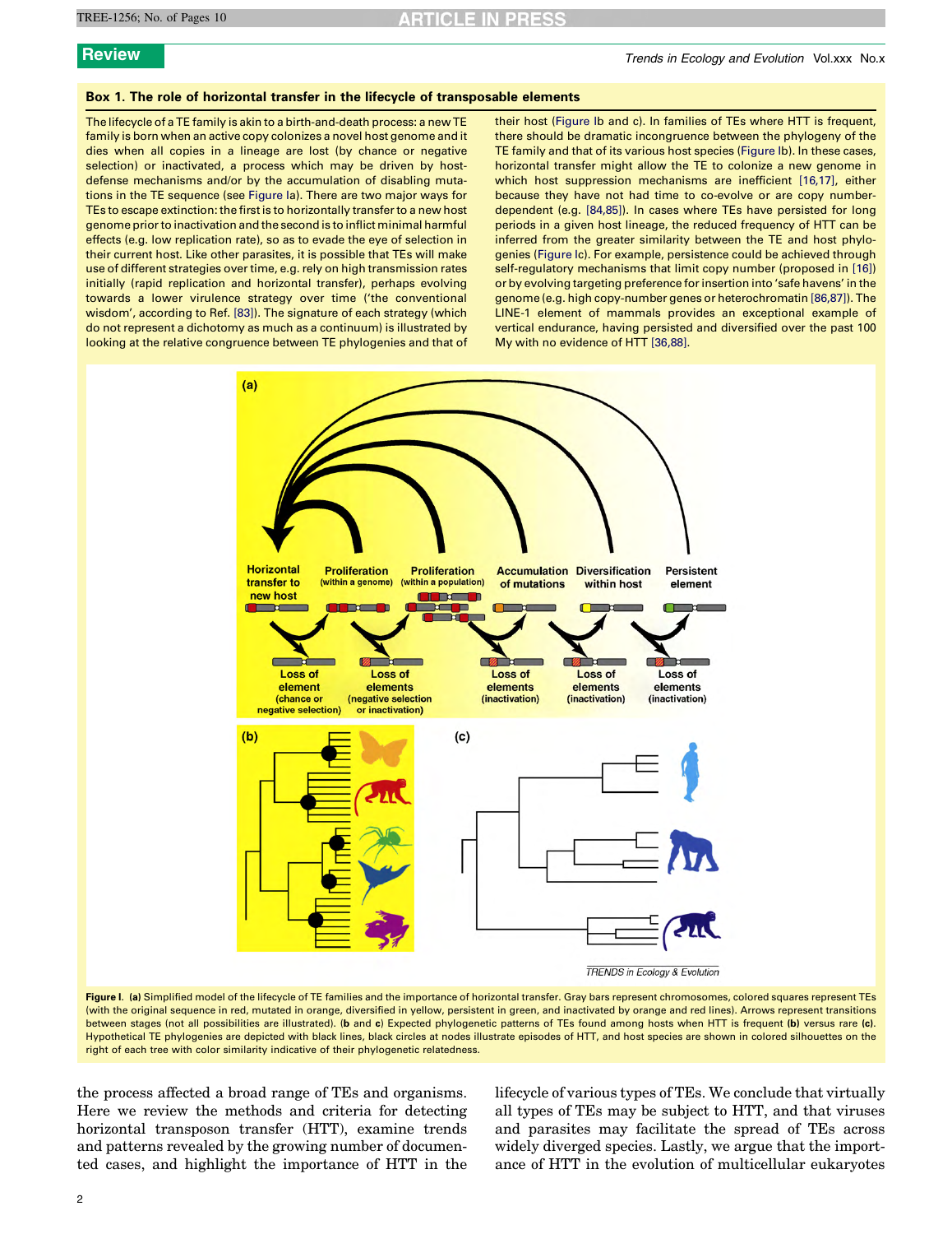## Box 1. The role of horizontal transfer in the lifecycle of transposable elements

The lifecycle of a TE family is akin to a birth-and-death process: a new TE family is born when an active copy colonizes a novel host genome and it dies when all copies in a lineage are lost (by chance or negative selection) or inactivated, a process which may be driven by host-defense mechanisms and/or by the accumulation of disabling mutations in the TE sequence (see Figure Ia). There are two major ways for TEs to escape extinction: the first is to horizontally transfer to a new host genome prior to inactivation and the second is to inflict minimal harmful effects (e.g. low replication rate), so as to evade the eye of selection in their current host. Like other parasites, it is possible that TEs will make use of different strategies over time, e.g. rely on high transmission rates initially (rapid replication and horizontal transfer), perhaps evolving towards a lower virulence strategy over time ('the conventional wisdom', according to Ref. [83]). The signature of each strategy (which do not represent a dichotomy as much as a continuum) is illustrated by looking at the relative congruence between TE phylogenies and that of their host (Figure Ib and c). In families of TEs where HTT is frequent, there should be dramatic incongruence between the phylogeny of the TE family and that of its various host species (Figure Ib). In these cases, horizontal transfer might allow the TE to colonize a new genome in which host suppression mechanisms are inefficient [16,17], either because they have not had time to co-evolve or are copy number-dependent (e.g. [84,85]). In cases where TEs have persisted for long periods in a given host lineage, the reduced frequency of HTT can be inferred from the greater similarity between the TE and host phylogenies (Figure Ic). For example, persistence could be achieved through self-regulatory mechanisms that limit copy number (proposed in [16]) or by evolving targeting preference for insertion into 'safe havens' in the genome (e.g. high copy-number genes or heterochromatin [86,87]). The LINE-1 element of mammals provides an exceptional example of vertical endurance, having persisted and diversified over the past 100 My with no evidence of HTT [36,88].

**Figure I. (a)** Simplified model of the lifecycle of TE families and the importance of horizontal transfer. Gray bars represent chromosomes, colored squares represent TEs (with the original sequence in red, mutated in orange, diversified in yellow, persistent in green, and inactivated by orange and red lines). Arrows represent transitions between stages (not all possibilities are illustrated). **(b** and **c)** Expected phylogenetic patterns of TEs found among hosts when HTT is frequent **(b)** versus rare **(c)**. Hypothetical TE phylogenies are depicted with black lines, black circles at nodes illustrate episodes of HTT, and host species are shown in colored silhouettes on the right of each tree with color similarity indicative of their phylogenetic relatedness.

the process affected a broad range of TEs and organisms. Here we review the methods and criteria for detecting horizontal transposon transfer (HTT), examine trends and patterns revealed by the growing number of documented cases, and highlight the importance of HTT in the lifecycle of various types of TEs. We conclude that virtually all types of TEs may be subject to HTT, and that viruses and parasites may facilitate the spread of TEs across widely diverged species. Lastly, we argue that the importance of HTT in the evolution of multicellular eukaryotes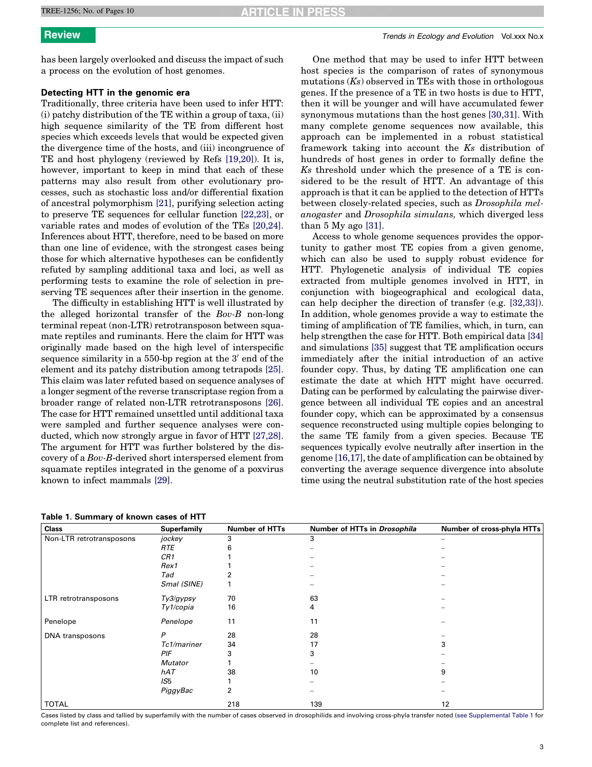has been largely overlooked and discuss the impact of such a process on the evolution of host genomes.

## Detecting HTT in the genomic era

Traditionally, three criteria have been used to infer HTT: (i) patchy distribution of the TE within a group of taxa, (ii) high sequence similarity of the TE from different host species which exceeds levels that would be expected given the divergence time of the hosts, and (iii) incongruence of TE and host phylogeny (reviewed by Refs [19,20]). It is, however, important to keep in mind that each of these patterns may also result from other evolutionary processes, such as stochastic loss and/or differential fixation of ancestral polymorphism [21], purifying selection acting to preserve TE sequences for cellular function [22,23], or variable rates and modes of evolution of the TEs [20,24]. Inferences about HTT, therefore, need to be based on more than one line of evidence, with the strongest cases being those for which alternative hypotheses can be confidently refuted by sampling additional taxa and loci, as well as performing tests to examine the role of selection in preserving TE sequences after their insertion in the genome.

The difficulty in establishing HTT is well illustrated by the alleged horizontal transfer of the *Bov-B* non-long terminal repeat (non-LTR) retrotransposon between squamate reptiles and ruminants. Here the claim for HTT was originally made based on the high level of interspecific sequence similarity in a 550-bp region at the 3′ end of the element and its patchy distribution among tetrapods [25]. This claim was later refuted based on sequence analyses of a longer segment of the reverse transcriptase region from a broader range of related non-LTR retrotransposons [26]. The case for HTT remained unsettled until additional taxa were sampled and further sequence analyses were conducted, which now strongly argue in favor of HTT [27,28]. The argument for HTT was further bolstered by the discovery of a *Bov-B*-derived short interspersed element from squamate reptiles integrated in the genome of a poxvirus known to infect mammals [29].

One method that may be used to infer HTT between host species is the comparison of rates of synonymous mutations (*Ks*) observed in TEs with those in orthologous genes. If the presence of a TE in two hosts is due to HTT, then it will be younger and will have accumulated fewer synonymous mutations than the host genes [30,31]. With many complete genome sequences now available, this approach can be implemented in a robust statistical framework taking into account the *Ks* distribution of hundreds of host genes in order to formally define the *Ks* threshold under which the presence of a TE is considered to be the result of HTT. An advantage of this approach is that it can be applied to the detection of HTTs between closely-related species, such as *Drosophila melanogaster* and *Drosophila simulans,* which diverged less than 5 My ago [31].

Access to whole genome sequences provides the opportunity to gather most TE copies from a given genome, which can also be used to supply robust evidence for HTT. Phylogenetic analysis of individual TE copies extracted from multiple genomes involved in HTT, in conjunction with biogeographical and ecological data, can help decipher the direction of transfer (e.g. [32,33]). In addition, whole genomes provide a way to estimate the timing of amplification of TE families, which, in turn, can help strengthen the case for HTT. Both empirical data [34] and simulations [35] suggest that TE amplification occurs immediately after the initial introduction of an active founder copy. Thus, by dating TE amplification one can estimate the date at which HTT might have occurred. Dating can be performed by calculating the pairwise divergence between all individual TE copies and an ancestral founder copy, which can be approximated by a consensus sequence reconstructed using multiple copies belonging to the same TE family from a given species. Because TE sequences typically evolve neutrally after insertion in the genome [16,17], the date of amplification can be obtained by converting the average sequence divergence into absolute time using the neutral substitution rate of the host species

**Table 1. Summary of known cases of HTT**

| Class | Superfamily | Number of HTTs | Number of HTTs in *Drosophila* | Number of cross-phyla HTTs |
|---|---|---|---|---|
| Non-LTR retrotransposons | *jockey* | 3 | 3 | – |
| | *RTE* | 6 | – | – |
| | *CR1* | 1 | – | – |
| | *Rex1* | 1 | – | – |
| | *Tad* | 2 | – | – |
| | *SmaI (SINE)* | 1 | – | – |
| LTR retrotransposons | *Ty3/gypsy* | 70 | 63 | – |
| | *Ty1/copia* | 16 | 4 | – |
| Penelope | *Penelope* | 11 | 11 | – |
| DNA transposons | *P* | 28 | 28 | – |
| | *Tc1/mariner* | 34 | 17 | 3 |
| | *PIF* | 3 | 3 | – |
| | *Mutator* | 1 | – | – |
| | *hAT* | 38 | 10 | 9 |
| | *IS5* | 1 | – | – |
| | *PiggyBac* | 2 | – | – |
| TOTAL | | 218 | 139 | 12 |

Cases listed by class and tallied by superfamily with the number of cases observed in drosophilids and involving cross-phyla transfer noted (see Supplemental Table 1 for complete list and references).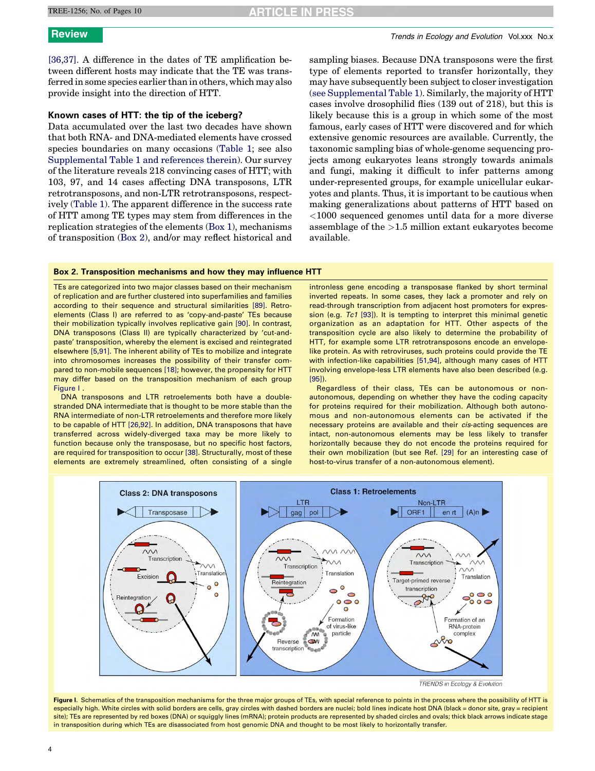[36,37]. A difference in the dates of TE amplification between different hosts may indicate that the TE was transferred in some species earlier than in others, which may also provide insight into the direction of HTT.

## Known cases of HTT: the tip of the iceberg?

Data accumulated over the last two decades have shown that both RNA- and DNA-mediated elements have crossed species boundaries on many occasions (Table 1; see also Supplemental Table 1 and references therein). Our survey of the literature reveals 218 convincing cases of HTT; with 103, 97, and 14 cases affecting DNA transposons, LTR retrotransposons, and non-LTR retrotransposons, respectively (Table 1). The apparent difference in the success rate of HTT among TE types may stem from differences in the replication strategies of the elements (Box 1), mechanisms of transposition (Box 2), and/or may reflect historical and sampling biases. Because DNA transposons were the first type of elements reported to transfer horizontally, they may have subsequently been subject to closer investigation (see Supplemental Table 1). Similarly, the majority of HTT cases involve drosophilid flies (139 out of 218), but this is likely because this is a group in which some of the most famous, early cases of HTT were discovered and for which extensive genomic resources are available. Currently, the taxonomic sampling bias of whole-genome sequencing projects among eukaryotes leans strongly towards animals and fungi, making it difficult to infer patterns among under-represented groups, for example unicellular eukaryotes and plants. Thus, it is important to be cautious when making generalizations about patterns of HTT based on <1000 sequenced genomes until data for a more diverse assemblage of the >1.5 million extant eukaryotes become available.

### Box 2. Transposition mechanisms and how they may influence HTT

TEs are categorized into two major classes based on their mechanism of replication and are further clustered into superfamilies and families according to their sequence and structural similarities [89]. Retroelements (Class I) are referred to as 'copy-and-paste' TEs because their mobilization typically involves replicative gain [90]. In contrast, DNA transposons (Class II) are typically characterized by 'cut-and-paste' transposition, whereby the element is excised and reintegrated elsewhere [5,91]. The inherent ability of TEs to mobilize and integrate into chromosomes increases the possibility of their transfer compared to non-mobile sequences [18]; however, the propensity for HTT may differ based on the transposition mechanism of each group Figure I.

DNA transposons and LTR retroelements both have a double-stranded DNA intermediate that is thought to be more stable than the RNA intermediate of non-LTR retroelements and therefore more likely to be capable of HTT [26,92]. In addition, DNA transposons that have transferred across widely-diverged taxa may be more likely to function because only the transposase, but no specific host factors, are required for transposition to occur [38]. Structurally, most of these elements are extremely streamlined, often consisting of a single intronless gene encoding a transposase flanked by short terminal inverted repeats. In some cases, they lack a promoter and rely on read-through transcription from adjacent host promoters for expression (e.g. *Tc1* [93]). It is tempting to interpret this minimal genetic organization as an adaptation for HTT. Other aspects of the transposition cycle are also likely to determine the probability of HTT, for example some LTR retrotransposons encode an envelope-like protein. As with retroviruses, such proteins could provide the TE with infection-like capabilities [51,94], although many cases of HTT involving envelope-less LTR elements have also been described (e.g. [95]).

Regardless of their class, TEs can be autonomous or non-autonomous, depending on whether they have the coding capacity for proteins required for their mobilization. Although both autonomous and non-autonomous elements can be activated if the necessary proteins are available and their *cis*-acting sequences are intact, non-autonomous elements may be less likely to transfer horizontally because they do not encode the proteins required for their own mobilization (but see Ref. [29] for an interesting case of host-to-virus transfer of a non-autonomous element).

**Figure I.** Schematics of the transposition mechanisms for the three major groups of TEs, with special reference to points in the process where the possibility of HTT is especially high. White circles with solid borders are cells, gray circles with dashed borders are nuclei; bold lines indicate host DNA (black = donor site, gray = recipient site); TEs are represented by red boxes (DNA) or squiggly lines (mRNA); protein products are represented by shaded circles and ovals; thick black arrows indicate stage in transposition during which TEs are disassociated from host genomic DNA and thought to be most likely to horizontally transfer.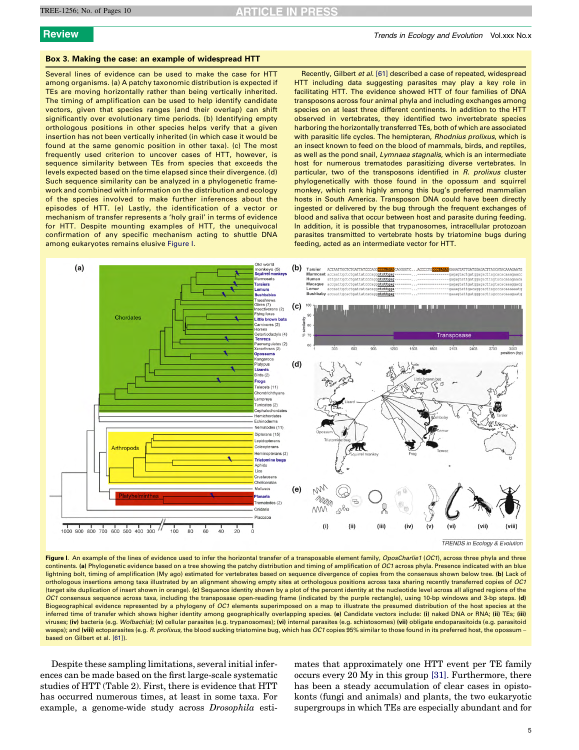## Box 3. Making the case: an example of widespread HTT

Several lines of evidence can be used to make the case for HTT among organisms. (a) A patchy taxonomic distribution is expected if TEs are moving horizontally rather than being vertically inherited. The timing of amplification can be used to help identify candidate vectors, given that species ranges (and their overlap) can shift significantly over evolutionary time periods. (b) Identifying empty orthologous positions in other species helps verify that a given insertion has not been vertically inherited (in which case it would be found at the same genomic position in other taxa). (c) The most frequently used criterion to uncover cases of HTT, however, is sequence similarity between TEs from species that exceeds the levels expected based on the time elapsed since their divergence. (d) Such sequence similarity can be analyzed in a phylogenetic framework and combined with information on the distribution and ecology of the species involved to make further inferences about the episodes of HTT. (e) Lastly, the identification of a vector or mechanism of transfer represents a 'holy grail' in terms of evidence for HTT. Despite mounting examples of HTT, the unequivocal confirmation of any specific mechanism acting to shuttle DNA among eukaryotes remains elusive Figure I.

Recently, Gilbert *et al.* [61] described a case of repeated, widespread HTT including data suggesting parasites may play a key role in facilitating HTT. The evidence showed HTT of four families of DNA transposons across four animal phyla and including exchanges among species on at least three different continents. In addition to the HTT observed in vertebrates, they identified two invertebrate species harboring the horizontally transferred TEs, both of which are associated with parasitic life cycles. The hemipteran, *Rhodnius prolixus*, which is an insect known to feed on the blood of mammals, birds, and reptiles, as well as the pond snail, *Lymnaea stagnalis*, which is an intermediate host for numerous trematodes parasitizing diverse vertebrates. In particular, two of the transposons identified in *R. prolixus* cluster phylogenetically with those found in the opossum and squirrel monkey, which rank highly among this bug's preferred mammalian hosts in South America. Transposon DNA could have been directly ingested or delivered by the bug through the frequent exchanges of blood and saliva that occur between host and parasite during feeding. In addition, it is possible that trypanosomes, intracellular protozoan parasites transmitted to vertebrate hosts by triatomine bugs during feeding, acted as an intermediate vector for HTT.

**Figure I.** An example of the lines of evidence used to infer the horizontal transfer of a transposable element family, *OposCharlie1* (*OC1*), across three phyla and three continents. **(a)** Phylogenetic evidence based on a tree showing the patchy distribution and timing of amplification of *OC1* across phyla. Presence indicated with an blue lightning bolt, timing of amplification (My ago) estimated for vertebrates based on sequence divergence of copies from the consensus shown below tree. **(b)** Lack of orthologous insertions among taxa illustrated by an alignment showing empty sites at orthologous positions across taxa sharing recently transferred copies of *OC1* (target site duplication of insert shown in orange). **(c)** Sequence identity shown by a plot of the percent identity at the nucleotide level across all aligned regions of the *OC1* consensus sequence across taxa, including the transposase open-reading frame (indicated by the purple rectangle), using 10-bp windows and 3-bp steps. **(d)** Biogeographical evidence represented by a phylogeny of *OC1* elements superimposed on a map to illustrate the presumed distribution of the host species at the inferred time of transfer which shows higher identity among geographically overlapping species. **(e)** Candidate vectors include: **(i)** naked DNA or RNA; **(ii)** TEs; **(iii)** viruses; **(iv)** bacteria (e.g. *Wolbachia*); **(v)** cellular parasites (e.g. trypanosomes); **(vi)** internal parasites (e.g. schistosomes) **(vii)** obligate endoparasitoids (e.g. parasitoid wasps); and **(viii)** ectoparasites (e.g. *R. prolixus*, the blood sucking triatomine bug, which has *OC1* copies 95% similar to those found in its preferred host, the opossum – based on Gilbert et al. [61]).

Despite these sampling limitations, several initial inferences can be made based on the first large-scale systematic studies of HTT (Table 2). First, there is evidence that HTT has occurred numerous times, at least in some taxa. For example, a genome-wide study across *Drosophila* estimates that approximately one HTT event per TE family occurs every 20 My in this group [31]. Furthermore, there has been a steady accumulation of clear cases in opisthokonts (fungi and animals) and plants, the two eukaryotic supergroups in which TEs are especially abundant and for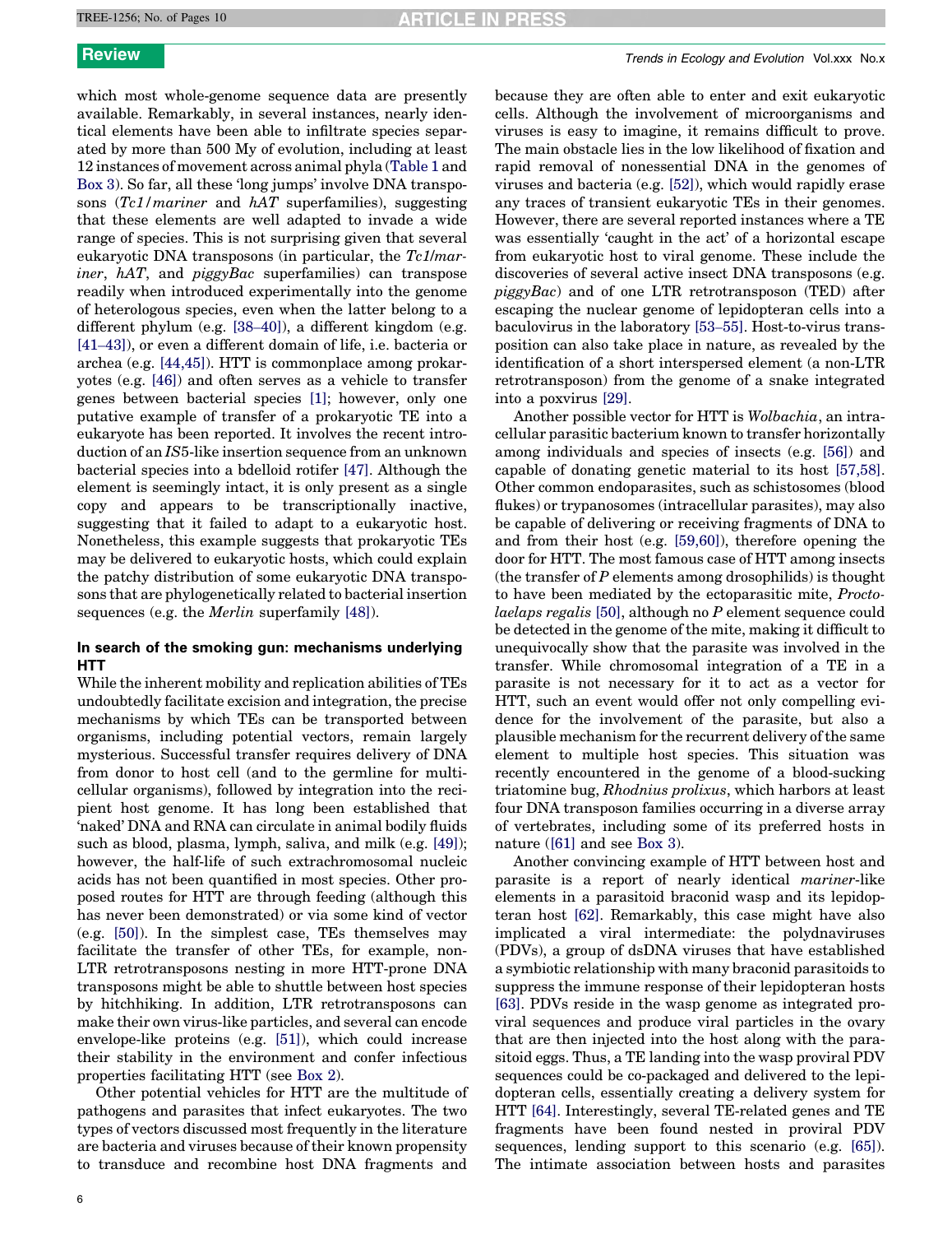which most whole-genome sequence data are presently available. Remarkably, in several instances, nearly identical elements have been able to infiltrate species separated by more than 500 My of evolution, including at least 12 instances of movement across animal phyla (Table 1 and Box 3). So far, all these 'long jumps' involve DNA transposons (*Tc1/mariner* and *hAT* superfamilies), suggesting that these elements are well adapted to invade a wide range of species. This is not surprising given that several eukaryotic DNA transposons (in particular, the *Tc1/mariner*, *hAT*, and *piggyBac* superfamilies) can transpose readily when introduced experimentally into the genome of heterologous species, even when the latter belong to a different phylum (e.g. [38–40]), a different kingdom (e.g. [41–43]), or even a different domain of life, i.e. bacteria or archea (e.g. [44,45]). HTT is commonplace among prokaryotes (e.g. [46]) and often serves as a vehicle to transfer genes between bacterial species [1]; however, only one putative example of transfer of a prokaryotic TE into a eukaryote has been reported. It involves the recent introduction of an *IS*5-like insertion sequence from an unknown bacterial species into a bdelloid rotifer [47]. Although the element is seemingly intact, it is only present as a single copy and appears to be transcriptionally inactive, suggesting that it failed to adapt to a eukaryotic host. Nonetheless, this example suggests that prokaryotic TEs may be delivered to eukaryotic hosts, which could explain the patchy distribution of some eukaryotic DNA transposons that are phylogenetically related to bacterial insertion sequences (e.g. the *Merlin* superfamily [48]).

## In search of the smoking gun: mechanisms underlying HTT

While the inherent mobility and replication abilities of TEs undoubtedly facilitate excision and integration, the precise mechanisms by which TEs can be transported between organisms, including potential vectors, remain largely mysterious. Successful transfer requires delivery of DNA from donor to host cell (and to the germline for multicellular organisms), followed by integration into the recipient host genome. It has long been established that 'naked' DNA and RNA can circulate in animal bodily fluids such as blood, plasma, lymph, saliva, and milk (e.g. [49]); however, the half-life of such extrachromosomal nucleic acids has not been quantified in most species. Other proposed routes for HTT are through feeding (although this has never been demonstrated) or via some kind of vector (e.g. [50]). In the simplest case, TEs themselves may facilitate the transfer of other TEs, for example, non-LTR retrotransposons nesting in more HTT-prone DNA transposons might be able to shuttle between host species by hitchhiking. In addition, LTR retrotransposons can make their own virus-like particles, and several can encode envelope-like proteins (e.g. [51]), which could increase their stability in the environment and confer infectious properties facilitating HTT (see Box 2).

Other potential vehicles for HTT are the multitude of pathogens and parasites that infect eukaryotes. The two types of vectors discussed most frequently in the literature are bacteria and viruses because of their known propensity to transduce and recombine host DNA fragments and because they are often able to enter and exit eukaryotic cells. Although the involvement of microorganisms and viruses is easy to imagine, it remains difficult to prove. The main obstacle lies in the low likelihood of fixation and rapid removal of nonessential DNA in the genomes of viruses and bacteria (e.g. [52]), which would rapidly erase any traces of transient eukaryotic TEs in their genomes. However, there are several reported instances where a TE was essentially 'caught in the act' of a horizontal escape from eukaryotic host to viral genome. These include the discoveries of several active insect DNA transposons (e.g. *piggyBac*) and of one LTR retrotransposon (TED) after escaping the nuclear genome of lepidopteran cells into a baculovirus in the laboratory [53–55]. Host-to-virus transposition can also take place in nature, as revealed by the identification of a short interspersed element (a non-LTR retrotransposon) from the genome of a snake integrated into a poxvirus [29].

Another possible vector for HTT is *Wolbachia*, an intracellular parasitic bacterium known to transfer horizontally among individuals and species of insects (e.g. [56]) and capable of donating genetic material to its host [57,58]. Other common endoparasites, such as schistosomes (blood flukes) or trypanosomes (intracellular parasites), may also be capable of delivering or receiving fragments of DNA to and from their host (e.g. [59,60]), therefore opening the door for HTT. The most famous case of HTT among insects (the transfer of *P* elements among drosophilids) is thought to have been mediated by the ectoparasitic mite, *Proctolaelaps regalis* [50], although no *P* element sequence could be detected in the genome of the mite, making it difficult to unequivocally show that the parasite was involved in the transfer. While chromosomal integration of a TE in a parasite is not necessary for it to act as a vector for HTT, such an event would offer not only compelling evidence for the involvement of the parasite, but also a plausible mechanism for the recurrent delivery of the same element to multiple host species. This situation was recently encountered in the genome of a blood-sucking triatomine bug, *Rhodnius prolixus*, which harbors at least four DNA transposon families occurring in a diverse array of vertebrates, including some of its preferred hosts in nature ([61] and see Box 3).

Another convincing example of HTT between host and parasite is a report of nearly identical *mariner*-like elements in a parasitoid braconid wasp and its lepidopteran host [62]. Remarkably, this case might have also implicated a viral intermediate: the polydnaviruses (PDVs), a group of dsDNA viruses that have established a symbiotic relationship with many braconid parasitoids to suppress the immune response of their lepidopteran hosts [63]. PDVs reside in the wasp genome as integrated proviral sequences and produce viral particles in the ovary that are then injected into the host along with the parasitoid eggs. Thus, a TE landing into the wasp proviral PDV sequences could be co-packaged and delivered to the lepidopteran cells, essentially creating a delivery system for HTT [64]. Interestingly, several TE-related genes and TE fragments have been found nested in proviral PDV sequences, lending support to this scenario (e.g. [65]). The intimate association between hosts and parasites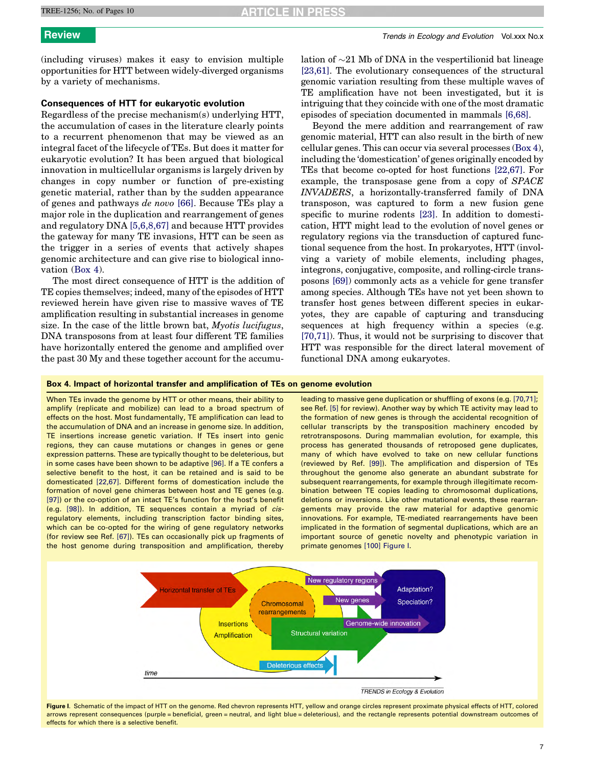(including viruses) makes it easy to envision multiple opportunities for HTT between widely-diverged organisms by a variety of mechanisms.

### Consequences of HTT for eukaryotic evolution

Regardless of the precise mechanism(s) underlying HTT, the accumulation of cases in the literature clearly points to a recurrent phenomenon that may be viewed as an integral facet of the lifecycle of TEs. But does it matter for eukaryotic evolution? It has been argued that biological innovation in multicellular organisms is largely driven by changes in copy number or function of pre-existing genetic material, rather than by the sudden appearance of genes and pathways *de novo* [66]. Because TEs play a major role in the duplication and rearrangement of genes and regulatory DNA [5,6,8,67] and because HTT provides the gateway for many TE invasions, HTT can be seen as the trigger in a series of events that actively shapes genomic architecture and can give rise to biological innovation (Box 4).

The most direct consequence of HTT is the addition of TE copies themselves; indeed, many of the episodes of HTT reviewed herein have given rise to massive waves of TE amplification resulting in substantial increases in genome size. In the case of the little brown bat, *Myotis lucifugus*, DNA transposons from at least four different TE families have horizontally entered the genome and amplified over the past 30 My and these together account for the accumulation of ~21 Mb of DNA in the vespertilionid bat lineage [23,61]. The evolutionary consequences of the structural genomic variation resulting from these multiple waves of TE amplification have not been investigated, but it is intriguing that they coincide with one of the most dramatic episodes of speciation documented in mammals [6,68].

Beyond the mere addition and rearrangement of raw genomic material, HTT can also result in the birth of new cellular genes. This can occur via several processes (Box 4), including the 'domestication' of genes originally encoded by TEs that become co-opted for host functions [22,67]. For example, the transposase gene from a copy of *SPACE INVADERS*, a horizontally-transferred family of DNA transposon, was captured to form a new fusion gene specific to murine rodents [23]. In addition to domestication, HTT might lead to the evolution of novel genes or regulatory regions via the transduction of captured functional sequence from the host. In prokaryotes, HTT (involving a variety of mobile elements, including phages, integrons, conjugative, composite, and rolling-circle transposons [69]) commonly acts as a vehicle for gene transfer among species. Although TEs have not yet been shown to transfer host genes between different species in eukaryotes, they are capable of capturing and transducing sequences at high frequency within a species (e.g. [70,71]). Thus, it would not be surprising to discover that HTT was responsible for the direct lateral movement of functional DNA among eukaryotes.

**Box 4. Impact of horizontal transfer and amplification of TEs on genome evolution**

When TEs invade the genome by HTT or other means, their ability to amplify (replicate and mobilize) can lead to a broad spectrum of effects on the host. Most fundamentally, TE amplification can lead to the accumulation of DNA and an increase in genome size. In addition, TE insertions increase genetic variation. If TEs insert into genic regions, they can cause mutations or changes in genes or gene expression patterns. These are typically thought to be deleterious, but in some cases have been shown to be adaptive [96]. If a TE confers a selective benefit to the host, it can be retained and is said to be domesticated [22,67]. Different forms of domestication include the formation of novel gene chimeras between host and TE genes (e.g. [97]) or the co-option of an intact TE's function for the host's benefit (e.g. [98]). In addition, TE sequences contain a myriad of *cis*-regulatory elements, including transcription factor binding sites, which can be co-opted for the wiring of gene regulatory networks (for review see Ref. [67]). TEs can occasionally pick up fragments of the host genome during transposition and amplification, thereby leading to massive gene duplication or shuffling of exons (e.g. [70,71]; see Ref. [5] for review). Another way by which TE activity may lead to the formation of new genes is through the accidental recognition of cellular transcripts by the transposition machinery encoded by retrotransposons. During mammalian evolution, for example, this process has generated thousands of retroposed gene duplicates, many of which have evolved to take on new cellular functions (reviewed by Ref. [99]). The amplification and dispersion of TEs throughout the genome also generate an abundant substrate for subsequent rearrangements, for example through illegitimate recombination between TE copies leading to chromosomal duplications, deletions or inversions. Like other mutational events, these rearrangements may provide the raw material for adaptive genomic innovations. For example, TE-mediated rearrangements have been implicated in the formation of segmental duplications, which are an important source of genetic novelty and phenotypic variation in primate genomes [100] Figure I.

**Figure I.** Schematic of the impact of HTT on the genome. Red chevron represents HTT, yellow and orange circles represent proximate physical effects of HTT, colored arrows represent consequences (purple = beneficial, green = neutral, and light blue = deleterious), and the rectangle represents potential downstream outcomes of effects for which there is a selective benefit.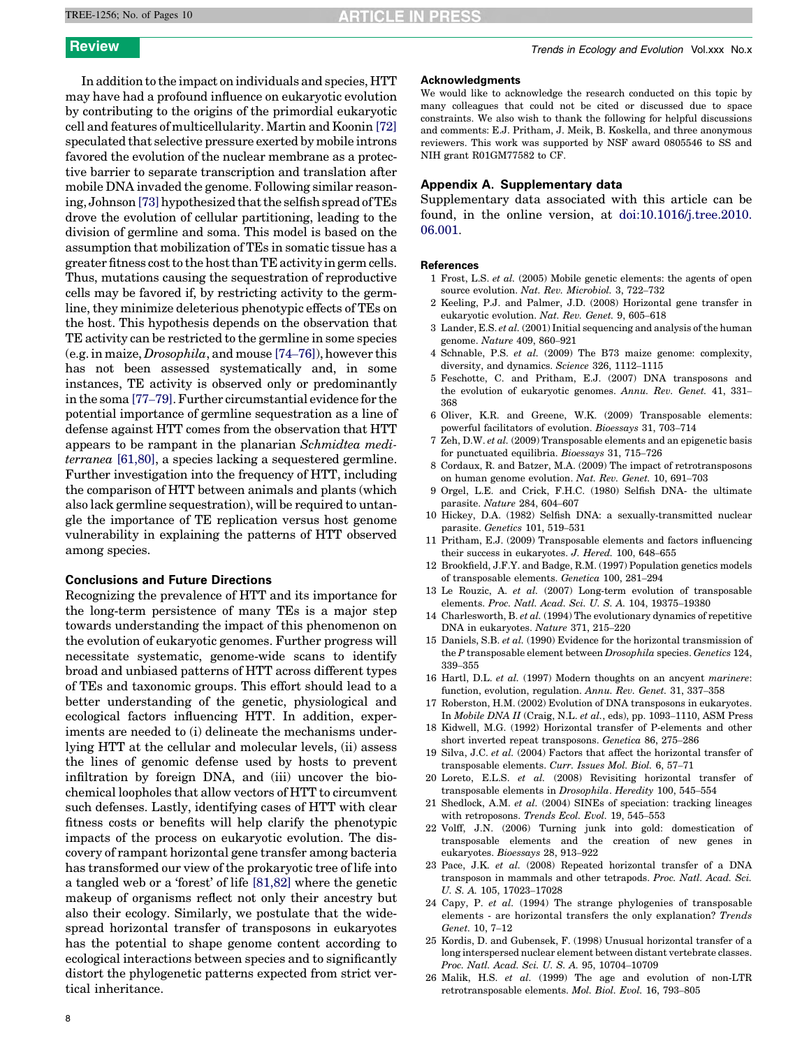In addition to the impact on individuals and species, HTT may have had a profound influence on eukaryotic evolution by contributing to the origins of the primordial eukaryotic cell and features of multicellularity. Martin and Koonin [72] speculated that selective pressure exerted by mobile introns favored the evolution of the nuclear membrane as a protective barrier to separate transcription and translation after mobile DNA invaded the genome. Following similar reasoning, Johnson [73] hypothesized that the selfish spread of TEs drove the evolution of cellular partitioning, leading to the division of germline and soma. This model is based on the assumption that mobilization of TEs in somatic tissue has a greater fitness cost to the host than TE activity in germ cells. Thus, mutations causing the sequestration of reproductive cells may be favored if, by restricting activity to the germline, they minimize deleterious phenotypic effects of TEs on the host. This hypothesis depends on the observation that TE activity can be restricted to the germline in some species (e.g. in maize, *Drosophila*, and mouse [74–76]), however this has not been assessed systematically and, in some instances, TE activity is observed only or predominantly in the soma [77–79]. Further circumstantial evidence for the potential importance of germline sequestration as a line of defense against HTT comes from the observation that HTT appears to be rampant in the planarian *Schmidtea mediterranea* [61,80], a species lacking a sequestered germline. Further investigation into the frequency of HTT, including the comparison of HTT between animals and plants (which also lack germline sequestration), will be required to untangle the importance of TE replication versus host genome vulnerability in explaining the patterns of HTT observed among species.

## Conclusions and Future Directions

Recognizing the prevalence of HTT and its importance for the long-term persistence of many TEs is a major step towards understanding the impact of this phenomenon on the evolution of eukaryotic genomes. Further progress will necessitate systematic, genome-wide scans to identify broad and unbiased patterns of HTT across different types of TEs and taxonomic groups. This effort should lead to a better understanding of the genetic, physiological and ecological factors influencing HTT. In addition, experiments are needed to (i) delineate the mechanisms underlying HTT at the cellular and molecular levels, (ii) assess the lines of genomic defense used by hosts to prevent infiltration by foreign DNA, and (iii) uncover the biochemical loopholes that allow vectors of HTT to circumvent such defenses. Lastly, identifying cases of HTT with clear fitness costs or benefits will help clarify the phenotypic impacts of the process on eukaryotic evolution. The discovery of rampant horizontal gene transfer among bacteria has transformed our view of the prokaryotic tree of life into a tangled web or a 'forest' of life [81,82] where the genetic makeup of organisms reflect not only their ancestry but also their ecology. Similarly, we postulate that the widespread horizontal transfer of transposons in eukaryotes has the potential to shape genome content according to ecological interactions between species and to significantly distort the phylogenetic patterns expected from strict vertical inheritance.

### Acknowledgments

We would like to acknowledge the research conducted on this topic by many colleagues that could not be cited or discussed due to space constraints. We also wish to thank the following for helpful discussions and comments: E.J. Pritham, J. Meik, B. Koskella, and three anonymous reviewers. This work was supported by NSF award 0805546 to SS and NIH grant R01GM77582 to CF.

## Appendix A. Supplementary data

Supplementary data associated with this article can be found, in the online version, at doi:10.1016/j.tree.2010.06.001.

### References

1 Frost, L.S. *et al.* (2005) Mobile genetic elements: the agents of open source evolution. *Nat. Rev. Microbiol.* 3, 722–732
2 Keeling, P.J. and Palmer, J.D. (2008) Horizontal gene transfer in eukaryotic evolution. *Nat. Rev. Genet.* 9, 605–618
3 Lander, E.S. *et al.* (2001) Initial sequencing and analysis of the human genome. *Nature* 409, 860–921
4 Schnable, P.S. *et al.* (2009) The B73 maize genome: complexity, diversity, and dynamics. *Science* 326, 1112–1115
5 Feschotte, C. and Pritham, E.J. (2007) DNA transposons and the evolution of eukaryotic genomes. *Annu. Rev. Genet.* 41, 331–368
6 Oliver, K.R. and Greene, W.K. (2009) Transposable elements: powerful facilitators of evolution. *Bioessays* 31, 703–714
7 Zeh, D.W. *et al.* (2009) Transposable elements and an epigenetic basis for punctuated equilibria. *Bioessays* 31, 715–726
8 Cordaux, R. and Batzer, M.A. (2009) The impact of retrotransposons on human genome evolution. *Nat. Rev. Genet.* 10, 691–703
9 Orgel, L.E. and Crick, F.H.C. (1980) Selfish DNA- the ultimate parasite. *Nature* 284, 604–607
10 Hickey, D.A. (1982) Selfish DNA: a sexually-transmitted nuclear parasite. *Genetics* 101, 519–531
11 Pritham, E.J. (2009) Transposable elements and factors influencing their success in eukaryotes. *J. Hered.* 100, 648–655
12 Brookfield, J.F.Y. and Badge, R.M. (1997) Population genetics models of transposable elements. *Genetica* 100, 281–294
13 Le Rouzic, A. *et al.* (2007) Long-term evolution of transposable elements. *Proc. Natl. Acad. Sci. U. S. A.* 104, 19375–19380
14 Charlesworth, B. *et al.* (1994) The evolutionary dynamics of repetitive DNA in eukaryotes. *Nature* 371, 215–220
15 Daniels, S.B. *et al.* (1990) Evidence for the horizontal transmission of the *P* transposable element between *Drosophila* species. *Genetics* 124, 339–355
16 Hartl, D.L. *et al.* (1997) Modern thoughts on an ancyent *marinere*: function, evolution, regulation. *Annu. Rev. Genet.* 31, 337–358
17 Roberston, H.M. (2002) Evolution of DNA transposons in eukaryotes. In *Mobile DNA II* (Craig, N.L. *et al.*, eds), pp. 1093–1110, ASM Press
18 Kidwell, M.G. (1992) Horizontal transfer of P-elements and other short inverted repeat transposons. *Genetica* 86, 275–286
19 Silva, J.C. *et al.* (2004) Factors that affect the horizontal transfer of transposable elements. *Curr. Issues Mol. Biol.* 6, 57–71
20 Loreto, E.L.S. *et al.* (2008) Revisiting horizontal transfer of transposable elements in *Drosophila*. *Heredity* 100, 545–554
21 Shedlock, A.M. *et al.* (2004) SINEs of speciation: tracking lineages with retroposons. *Trends Ecol. Evol.* 19, 545–553
22 Volff, J.N. (2006) Turning junk into gold: domestication of transposable elements and the creation of new genes in eukaryotes. *Bioessays* 28, 913–922
23 Pace, J.K. *et al.* (2008) Repeated horizontal transfer of a DNA transposon in mammals and other tetrapods. *Proc. Natl. Acad. Sci. U. S. A.* 105, 17023–17028
24 Capy, P. *et al.* (1994) The strange phylogenies of transposable elements - are horizontal transfers the only explanation? *Trends Genet.* 10, 7–12
25 Kordis, D. and Gubensek, F. (1998) Unusual horizontal transfer of a long interspersed nuclear element between distant vertebrate classes. *Proc. Natl. Acad. Sci. U. S. A.* 95, 10704–10709
26 Malik, H.S. *et al.* (1999) The age and evolution of non-LTR retrotransposable elements. *Mol. Biol. Evol.* 16, 793–805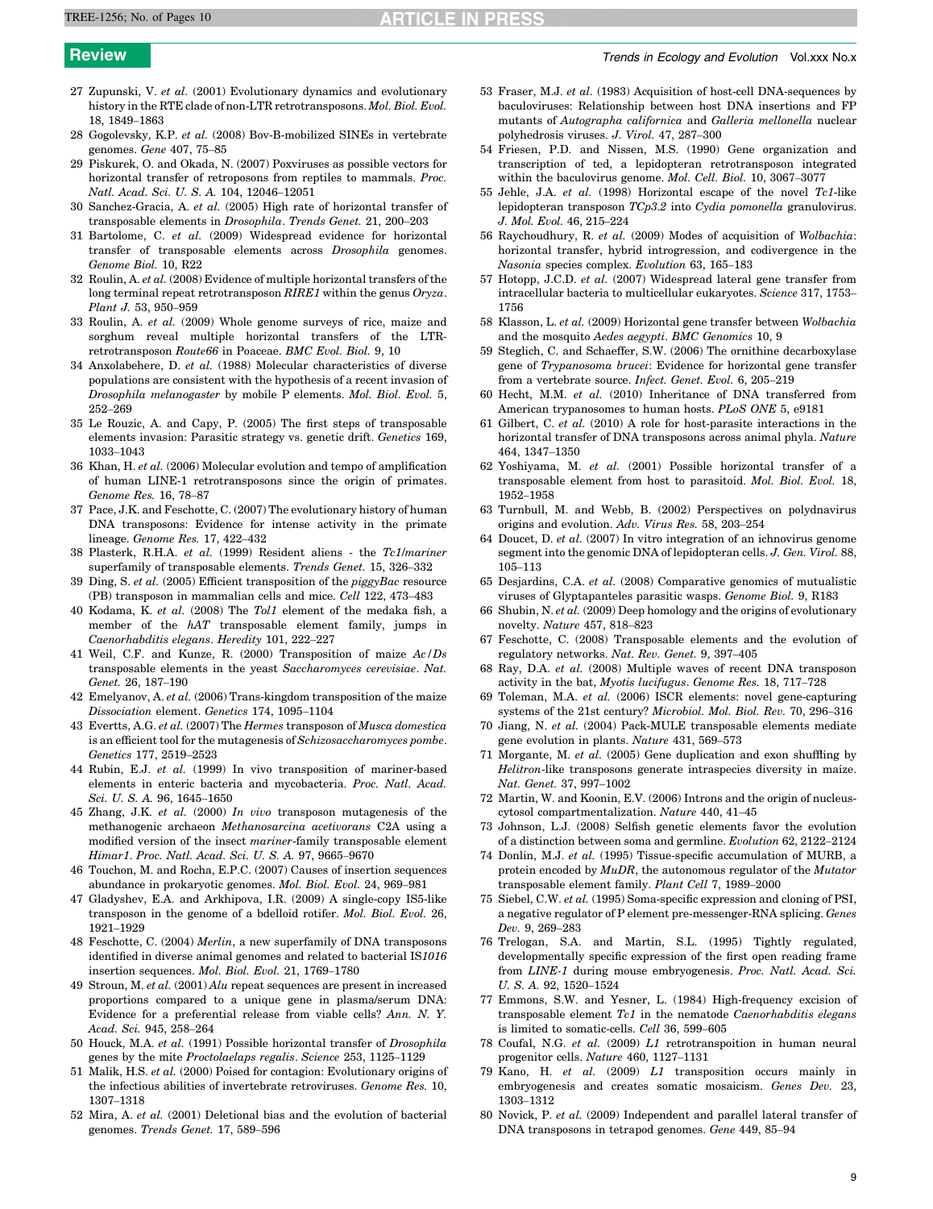27 Zupunski, V. *et al.* (2001) Evolutionary dynamics and evolutionary history in the RTE clade of non-LTR retrotransposons. *Mol. Biol. Evol.* 18, 1849–1863

28 Gogolevsky, K.P. *et al.* (2008) Bov-B-mobilized SINEs in vertebrate genomes. *Gene* 407, 75–85

29 Piskurek, O. and Okada, N. (2007) Poxviruses as possible vectors for horizontal transfer of retroposons from reptiles to mammals. *Proc. Natl. Acad. Sci. U. S. A.* 104, 12046–12051

30 Sanchez-Gracia, A. *et al.* (2005) High rate of horizontal transfer of transposable elements in *Drosophila*. *Trends Genet.* 21, 200–203

31 Bartolome, C. *et al.* (2009) Widespread evidence for horizontal transfer of transposable elements across *Drosophila* genomes. *Genome Biol.* 10, R22

32 Roulin, A. *et al.* (2008) Evidence of multiple horizontal transfers of the long terminal repeat retrotransposon *RIRE1* within the genus *Oryza*. *Plant J.* 53, 950–959

33 Roulin, A. *et al.* (2009) Whole genome surveys of rice, maize and sorghum reveal multiple horizontal transfers of the LTR-retrotransposon *Route66* in Poaceae. *BMC Evol. Biol.* 9, 10

34 Anxolabehere, D. *et al.* (1988) Molecular characteristics of diverse populations are consistent with the hypothesis of a recent invasion of *Drosophila melanogaster* by mobile P elements. *Mol. Biol. Evol.* 5, 252–269

35 Le Rouzic, A. and Capy, P. (2005) The first steps of transposable elements invasion: Parasitic strategy vs. genetic drift. *Genetics* 169, 1033–1043

36 Khan, H. *et al.* (2006) Molecular evolution and tempo of amplification of human LINE-1 retrotransposons since the origin of primates. *Genome Res.* 16, 78–87

37 Pace, J.K. and Feschotte, C. (2007) The evolutionary history of human DNA transposons: Evidence for intense activity in the primate lineage. *Genome Res.* 17, 422–432

38 Plasterk, R.H.A. *et al.* (1999) Resident aliens - the *Tc1/mariner* superfamily of transposable elements. *Trends Genet.* 15, 326–332

39 Ding, S. *et al.* (2005) Efficient transposition of the *piggyBac* resource (PB) transposon in mammalian cells and mice. *Cell* 122, 473–483

40 Kodama, K. *et al.* (2008) The *Tol1* element of the medaka fish, a member of the *hAT* transposable element family, jumps in *Caenorhabditis elegans*. *Heredity* 101, 222–227

41 Weil, C.F. and Kunze, R. (2000) Transposition of maize *Ac/Ds* transposable elements in the yeast *Saccharomyces cerevisiae*. *Nat. Genet.* 26, 187–190

42 Emelyanov, A. *et al.* (2006) Trans-kingdom transposition of the maize *Dissociation* element. *Genetics* 174, 1095–1104

43 Evertts, A.G. *et al.* (2007) The *Hermes* transposon of *Musca domestica* is an efficient tool for the mutagenesis of *Schizosaccharomyces pombe*. *Genetics* 177, 2519–2523

44 Rubin, E.J. *et al.* (1999) In vivo transposition of mariner-based elements in enteric bacteria and mycobacteria. *Proc. Natl. Acad. Sci. U. S. A.* 96, 1645–1650

45 Zhang, J.K. *et al.* (2000) *In vivo* transposon mutagenesis of the methanogenic archaeon *Methanosarcina acetivorans* C2A using a modified version of the insect *mariner*-family transposable element *Himar1*. *Proc. Natl. Acad. Sci. U. S. A.* 97, 9665–9670

46 Touchon, M. and Rocha, E.P.C. (2007) Causes of insertion sequences abundance in prokaryotic genomes. *Mol. Biol. Evol.* 24, 969–981

47 Gladyshev, E.A. and Arkhipova, I.R. (2009) A single-copy IS5-like transposon in the genome of a bdelloid rotifer. *Mol. Biol. Evol.* 26, 1921–1929

48 Feschotte, C. (2004) *Merlin*, a new superfamily of DNA transposons identified in diverse animal genomes and related to bacterial IS*1016* insertion sequences. *Mol. Biol. Evol.* 21, 1769–1780

49 Stroun, M. *et al.* (2001) *Alu* repeat sequences are present in increased proportions compared to a unique gene in plasma/serum DNA: Evidence for a preferential release from viable cells? *Ann. N. Y. Acad. Sci.* 945, 258–264

50 Houck, M.A. *et al.* (1991) Possible horizontal transfer of *Drosophila* genes by the mite *Proctolaelaps regalis*. *Science* 253, 1125–1129

51 Malik, H.S. *et al.* (2000) Poised for contagion: Evolutionary origins of the infectious abilities of invertebrate retroviruses. *Genome Res.* 10, 1307–1318

52 Mira, A. *et al.* (2001) Deletional bias and the evolution of bacterial genomes. *Trends Genet.* 17, 589–596

53 Fraser, M.J. *et al.* (1983) Acquisition of host-cell DNA-sequences by baculoviruses: Relationship between host DNA insertions and FP mutants of *Autographa californica* and *Galleria mellonella* nuclear polyhedrosis viruses. *J. Virol.* 47, 287–300

54 Friesen, P.D. and Nissen, M.S. (1990) Gene organization and transcription of ted, a lepidopteran retrotransposon integrated within the baculovirus genome. *Mol. Cell. Biol.* 10, 3067–3077

55 Jehle, J.A. *et al.* (1998) Horizontal escape of the novel *Tc1*-like lepidopteran transposon *TCp3.2* into *Cydia pomonella* granulovirus. *J. Mol. Evol.* 46, 215–224

56 Raychoudhury, R. *et al.* (2009) Modes of acquisition of *Wolbachia*: horizontal transfer, hybrid introgression, and codivergence in the *Nasonia* species complex. *Evolution* 63, 165–183

57 Hotopp, J.C.D. *et al.* (2007) Widespread lateral gene transfer from intracellular bacteria to multicellular eukaryotes. *Science* 317, 1753–1756

58 Klasson, L. *et al.* (2009) Horizontal gene transfer between *Wolbachia* and the mosquito *Aedes aegypti*. *BMC Genomics* 10, 9

59 Steglich, C. and Schaeffer, S.W. (2006) The ornithine decarboxylase gene of *Trypanosoma brucei*: Evidence for horizontal gene transfer from a vertebrate source. *Infect. Genet. Evol.* 6, 205–219

60 Hecht, M.M. *et al.* (2010) Inheritance of DNA transferred from American trypanosomes to human hosts. *PLoS ONE* 5, e9181

61 Gilbert, C. *et al.* (2010) A role for host-parasite interactions in the horizontal transfer of DNA transposons across animal phyla. *Nature* 464, 1347–1350

62 Yoshiyama, M. *et al.* (2001) Possible horizontal transfer of a transposable element from host to parasitoid. *Mol. Biol. Evol.* 18, 1952–1958

63 Turnbull, M. and Webb, B. (2002) Perspectives on polydnavirus origins and evolution. *Adv. Virus Res.* 58, 203–254

64 Doucet, D. *et al.* (2007) In vitro integration of an ichnovirus genome segment into the genomic DNA of lepidopteran cells. *J. Gen. Virol.* 88, 105–113

65 Desjardins, C.A. *et al.* (2008) Comparative genomics of mutualistic viruses of Glyptapanteles parasitic wasps. *Genome Biol.* 9, R183

66 Shubin, N. *et al.* (2009) Deep homology and the origins of evolutionary novelty. *Nature* 457, 818–823

67 Feschotte, C. (2008) Transposable elements and the evolution of regulatory networks. *Nat. Rev. Genet.* 9, 397–405

68 Ray, D.A. *et al.* (2008) Multiple waves of recent DNA transposon activity in the bat, *Myotis lucifugus*. *Genome Res.* 18, 717–728

69 Toleman, M.A. *et al.* (2006) ISCR elements: novel gene-capturing systems of the 21st century? *Microbiol. Mol. Biol. Rev.* 70, 296–316

70 Jiang, N. *et al.* (2004) Pack-MULE transposable elements mediate gene evolution in plants. *Nature* 431, 569–573

71 Morgante, M. *et al.* (2005) Gene duplication and exon shuffling by *Helitron*-like transposons generate intraspecies diversity in maize. *Nat. Genet.* 37, 997–1002

72 Martin, W. and Koonin, E.V. (2006) Introns and the origin of nucleus-cytosol compartmentalization. *Nature* 440, 41–45

73 Johnson, L.J. (2008) Selfish genetic elements favor the evolution of a distinction between soma and germline. *Evolution* 62, 2122–2124

74 Donlin, M.J. *et al.* (1995) Tissue-specific accumulation of MURB, a protein encoded by *MuDR*, the autonomous regulator of the *Mutator* transposable element family. *Plant Cell* 7, 1989–2000

75 Siebel, C.W. *et al.* (1995) Soma-specific expression and cloning of PSI, a negative regulator of P element pre-messenger-RNA splicing. *Genes Dev.* 9, 269–283

76 Trelogan, S.A. and Martin, S.L. (1995) Tightly regulated, developmentally specific expression of the first open reading frame from *LINE-1* during mouse embryogenesis. *Proc. Natl. Acad. Sci. U. S. A.* 92, 1520–1524

77 Emmons, S.W. and Yesner, L. (1984) High-frequency excision of transposable element *Tc1* in the nematode *Caenorhabditis elegans* is limited to somatic-cells. *Cell* 36, 599–605

78 Coufal, N.G. *et al.* (2009) *L1* retrotranspoition in human neural progenitor cells. *Nature* 460, 1127–1131

79 Kano, H. *et al.* (2009) *L1* transposition occurs mainly in embryogenesis and creates somatic mosaicism. *Genes Dev.* 23, 1303–1312

80 Novick, P. *et al.* (2009) Independent and parallel lateral transfer of DNA transposons in tetrapod genomes. *Gene* 449, 85–94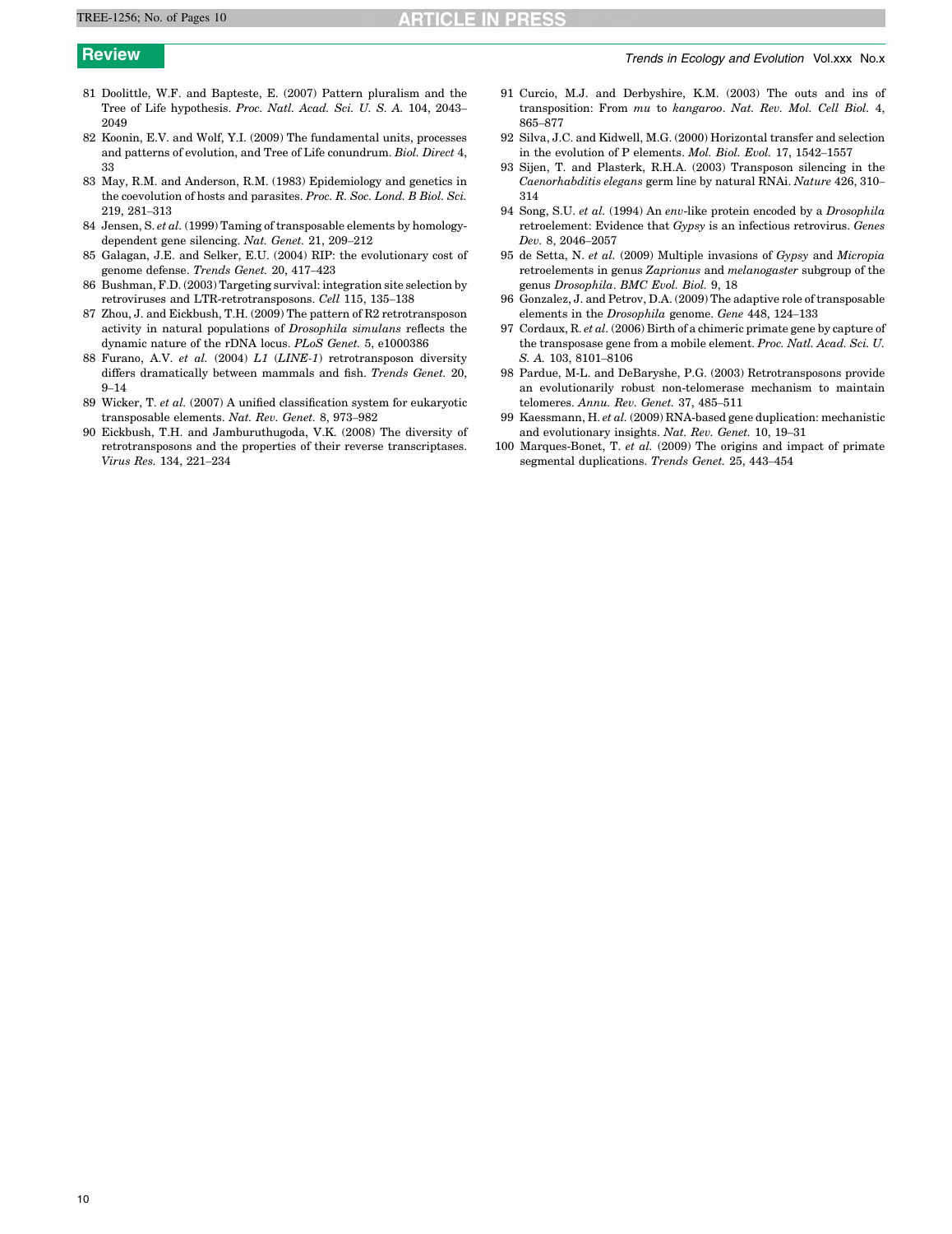81 Doolittle, W.F. and Bapteste, E. (2007) Pattern pluralism and the Tree of Life hypothesis. *Proc. Natl. Acad. Sci. U. S. A.* 104, 2043–2049

82 Koonin, E.V. and Wolf, Y.I. (2009) The fundamental units, processes and patterns of evolution, and Tree of Life conundrum. *Biol. Direct* 4, 33

83 May, R.M. and Anderson, R.M. (1983) Epidemiology and genetics in the coevolution of hosts and parasites. *Proc. R. Soc. Lond. B Biol. Sci.* 219, 281–313

84 Jensen, S. *et al.* (1999) Taming of transposable elements by homology-dependent gene silencing. *Nat. Genet.* 21, 209–212

85 Galagan, J.E. and Selker, E.U. (2004) RIP: the evolutionary cost of genome defense. *Trends Genet.* 20, 417–423

86 Bushman, F.D. (2003) Targeting survival: integration site selection by retroviruses and LTR-retrotransposons. *Cell* 115, 135–138

87 Zhou, J. and Eickbush, T.H. (2009) The pattern of R2 retrotransposon activity in natural populations of *Drosophila simulans* reflects the dynamic nature of the rDNA locus. *PLoS Genet.* 5, e1000386

88 Furano, A.V. *et al.* (2004) *L1* (*LINE-1*) retrotransposon diversity differs dramatically between mammals and fish. *Trends Genet.* 20, 9–14

89 Wicker, T. *et al.* (2007) A unified classification system for eukaryotic transposable elements. *Nat. Rev. Genet.* 8, 973–982

90 Eickbush, T.H. and Jamburuthugoda, V.K. (2008) The diversity of retrotransposons and the properties of their reverse transcriptases. *Virus Res.* 134, 221–234

91 Curcio, M.J. and Derbyshire, K.M. (2003) The outs and ins of transposition: From *mu* to *kangaroo*. *Nat. Rev. Mol. Cell Biol.* 4, 865–877

92 Silva, J.C. and Kidwell, M.G. (2000) Horizontal transfer and selection in the evolution of P elements. *Mol. Biol. Evol.* 17, 1542–1557

93 Sijen, T. and Plasterk, R.H.A. (2003) Transposon silencing in the *Caenorhabditis elegans* germ line by natural RNAi. *Nature* 426, 310–314

94 Song, S.U. *et al.* (1994) An *env*-like protein encoded by a *Drosophila* retroelement: Evidence that *Gypsy* is an infectious retrovirus. *Genes Dev.* 8, 2046–2057

95 de Setta, N. *et al.* (2009) Multiple invasions of *Gypsy* and *Micropia* retroelements in genus *Zaprionus* and *melanogaster* subgroup of the genus *Drosophila*. *BMC Evol. Biol.* 9, 18

96 Gonzalez, J. and Petrov, D.A. (2009) The adaptive role of transposable elements in the *Drosophila* genome. *Gene* 448, 124–133

97 Cordaux, R. *et al.* (2006) Birth of a chimeric primate gene by capture of the transposase gene from a mobile element. *Proc. Natl. Acad. Sci. U. S. A.* 103, 8101–8106

98 Pardue, M-L. and DeBaryshe, P.G. (2003) Retrotransposons provide an evolutionarily robust non-telomerase mechanism to maintain telomeres. *Annu. Rev. Genet.* 37, 485–511

99 Kaessmann, H. *et al.* (2009) RNA-based gene duplication: mechanistic and evolutionary insights. *Nat. Rev. Genet.* 10, 19–31

100 Marques-Bonet, T. *et al.* (2009) The origins and impact of primate segmental duplications. *Trends Genet.* 25, 443–454